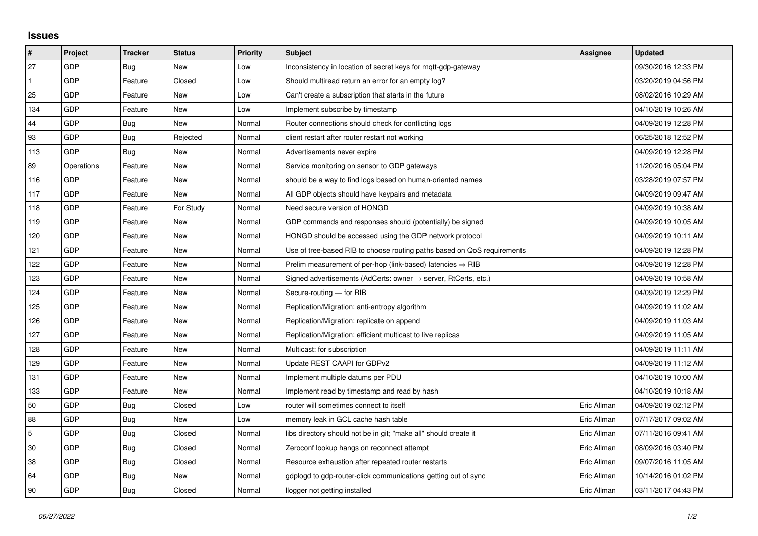## Issues

| # | Project | Tracker | Status | Priority | Subject | Assignee | Updated |
|---|---|---|---|---|---|---|---|
| 27 | GDP | Bug | New | Low | Inconsistency in location of secret keys for mqtt-gdp-gateway | | 09/30/2016 12:33 PM |
| 1 | GDP | Feature | Closed | Low | Should multiread return an error for an empty log? | | 03/20/2019 04:56 PM |
| 25 | GDP | Feature | New | Low | Can't create a subscription that starts in the future | | 08/02/2016 10:29 AM |
| 134 | GDP | Feature | New | Low | Implement subscribe by timestamp | | 04/10/2019 10:26 AM |
| 44 | GDP | Bug | New | Normal | Router connections should check for conflicting logs | | 04/09/2019 12:28 PM |
| 93 | GDP | Bug | Rejected | Normal | client restart after router restart not working | | 06/25/2018 12:52 PM |
| 113 | GDP | Bug | New | Normal | Advertisements never expire | | 04/09/2019 12:28 PM |
| 89 | Operations | Feature | New | Normal | Service monitoring on sensor to GDP gateways | | 11/20/2016 05:04 PM |
| 116 | GDP | Feature | New | Normal | should be a way to find logs based on human-oriented names | | 03/28/2019 07:57 PM |
| 117 | GDP | Feature | New | Normal | All GDP objects should have keypairs and metadata | | 04/09/2019 09:47 AM |
| 118 | GDP | Feature | For Study | Normal | Need secure version of HONGD | | 04/09/2019 10:38 AM |
| 119 | GDP | Feature | New | Normal | GDP commands and responses should (potentially) be signed | | 04/09/2019 10:05 AM |
| 120 | GDP | Feature | New | Normal | HONGD should be accessed using the GDP network protocol | | 04/09/2019 10:11 AM |
| 121 | GDP | Feature | New | Normal | Use of tree-based RIB to choose routing paths based on QoS requirements | | 04/09/2019 12:28 PM |
| 122 | GDP | Feature | New | Normal | Prelim measurement of per-hop (link-based) latencies ⇒ RIB | | 04/09/2019 12:28 PM |
| 123 | GDP | Feature | New | Normal | Signed advertisements (AdCerts: owner → server, RtCerts, etc.) | | 04/09/2019 10:58 AM |
| 124 | GDP | Feature | New | Normal | Secure-routing — for RIB | | 04/09/2019 12:29 PM |
| 125 | GDP | Feature | New | Normal | Replication/Migration: anti-entropy algorithm | | 04/09/2019 11:02 AM |
| 126 | GDP | Feature | New | Normal | Replication/Migration: replicate on append | | 04/09/2019 11:03 AM |
| 127 | GDP | Feature | New | Normal | Replication/Migration: efficient multicast to live replicas | | 04/09/2019 11:05 AM |
| 128 | GDP | Feature | New | Normal | Multicast: for subscription | | 04/09/2019 11:11 AM |
| 129 | GDP | Feature | New | Normal | Update REST CAAPI for GDPv2 | | 04/09/2019 11:12 AM |
| 131 | GDP | Feature | New | Normal | Implement multiple datums per PDU | | 04/10/2019 10:00 AM |
| 133 | GDP | Feature | New | Normal | Implement read by timestamp and read by hash | | 04/10/2019 10:18 AM |
| 50 | GDP | Bug | Closed | Low | router will sometimes connect to itself | Eric Allman | 04/09/2019 02:12 PM |
| 88 | GDP | Bug | New | Low | memory leak in GCL cache hash table | Eric Allman | 07/17/2017 09:02 AM |
| 5 | GDP | Bug | Closed | Normal | libs directory should not be in git; "make all" should create it | Eric Allman | 07/11/2016 09:41 AM |
| 30 | GDP | Bug | Closed | Normal | Zeroconf lookup hangs on reconnect attempt | Eric Allman | 08/09/2016 03:40 PM |
| 38 | GDP | Bug | Closed | Normal | Resource exhaustion after repeated router restarts | Eric Allman | 09/07/2016 11:05 AM |
| 64 | GDP | Bug | New | Normal | gdplogd to gdp-router-click communications getting out of sync | Eric Allman | 10/14/2016 01:02 PM |
| 90 | GDP | Bug | Closed | Normal | llogger not getting installed | Eric Allman | 03/11/2017 04:43 PM |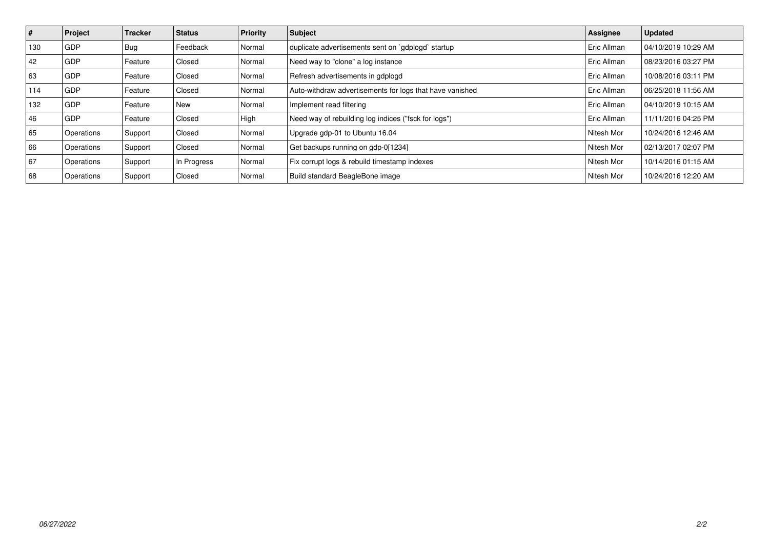| # | Project | Tracker | Status | Priority | Subject | Assignee | Updated |
|---|---|---|---|---|---|---|---|
| 130 | GDP | Bug | Feedback | Normal | duplicate advertisements sent on `gdplogd` startup | Eric Allman | 04/10/2019 10:29 AM |
| 42 | GDP | Feature | Closed | Normal | Need way to "clone" a log instance | Eric Allman | 08/23/2016 03:27 PM |
| 63 | GDP | Feature | Closed | Normal | Refresh advertisements in gdplogd | Eric Allman | 10/08/2016 03:11 PM |
| 114 | GDP | Feature | Closed | Normal | Auto-withdraw advertisements for logs that have vanished | Eric Allman | 06/25/2018 11:56 AM |
| 132 | GDP | Feature | New | Normal | Implement read filtering | Eric Allman | 04/10/2019 10:15 AM |
| 46 | GDP | Feature | Closed | High | Need way of rebuilding log indices ("fsck for logs") | Eric Allman | 11/11/2016 04:25 PM |
| 65 | Operations | Support | Closed | Normal | Upgrade gdp-01 to Ubuntu 16.04 | Nitesh Mor | 10/24/2016 12:46 AM |
| 66 | Operations | Support | Closed | Normal | Get backups running on gdp-0[1234] | Nitesh Mor | 02/13/2017 02:07 PM |
| 67 | Operations | Support | In Progress | Normal | Fix corrupt logs & rebuild timestamp indexes | Nitesh Mor | 10/14/2016 01:15 AM |
| 68 | Operations | Support | Closed | Normal | Build standard BeagleBone image | Nitesh Mor | 10/24/2016 12:20 AM |

*06/27/2022*